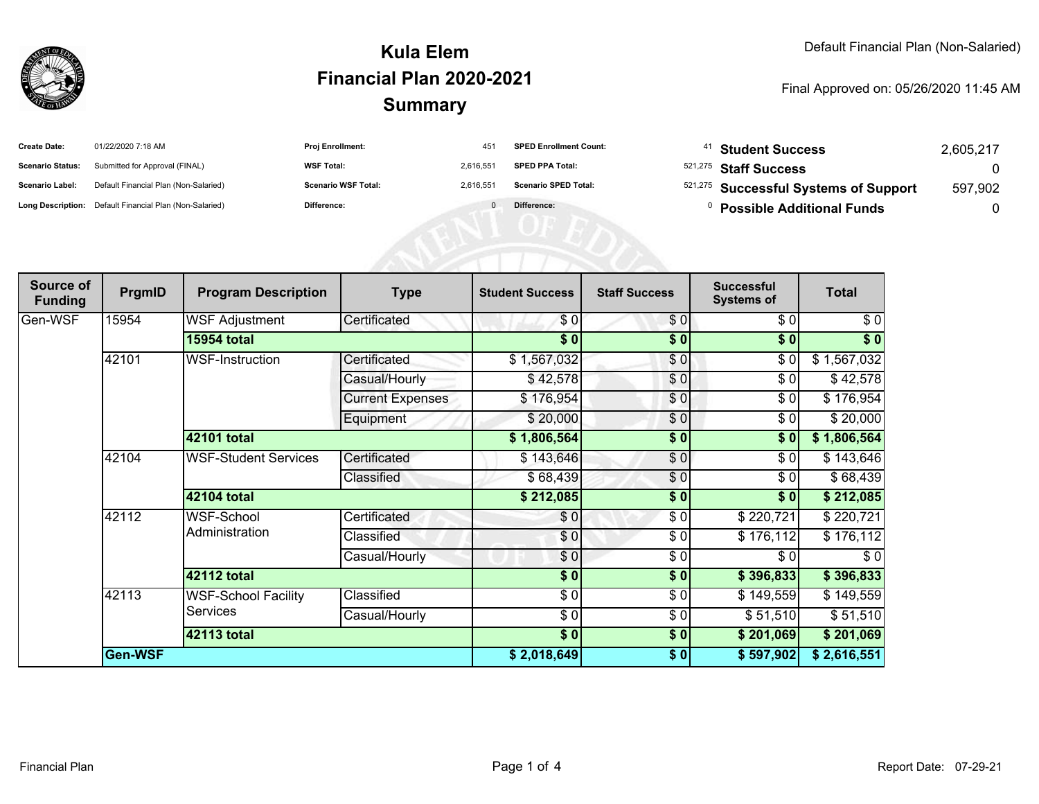# Kula Elem
# Financial Plan 2020-2021
# Summary

Default Financial Plan (Non-Salaried)

Final Approved on: 05/26/2020 11:45 AM

| | | | | | | | |
|---|---|---|---|---|---|---|---|
| **Create Date:** | 01/22/2020 7:18 AM | **Proj Enrollment:** | 451 | **SPED Enrollment Count:** | 41 | **Student Success** | 2,605,217 |
| **Scenario Status:** | Submitted for Approval (FINAL) | **WSF Total:** | 2,616,551 | **SPED PPA Total:** | 521,275 | **Staff Success** | 0 |
| **Scenario Label:** | Default Financial Plan (Non-Salaried) | **Scenario WSF Total:** | 2,616,551 | **Scenario SPED Total:** | 521,275 | **Successful Systems of Support** | 597,902 |
| **Long Description:** | Default Financial Plan (Non-Salaried) | **Difference:** | 0 | **Difference:** | 0 | **Possible Additional Funds** | 0 |

| Source of Funding | PrgmID | Program Description | Type | Student Success | Staff Success | Successful Systems of | Total |
|---|---|---|---|---|---|---|---|
| Gen-WSF | 15954 | WSF Adjustment | Certificated | $ 0 | $ 0 | $ 0 | $ 0 |
| | | **15954 total** | | **$ 0** | **$ 0** | **$ 0** | **$ 0** |
| | 42101 | WSF-Instruction | Certificated | $ 1,567,032 | $ 0 | $ 0 | $ 1,567,032 |
| | | | Casual/Hourly | $ 42,578 | $ 0 | $ 0 | $ 42,578 |
| | | | Current Expenses | $ 176,954 | $ 0 | $ 0 | $ 176,954 |
| | | | Equipment | $ 20,000 | $ 0 | $ 0 | $ 20,000 |
| | | **42101 total** | | **$ 1,806,564** | **$ 0** | **$ 0** | **$ 1,806,564** |
| | 42104 | WSF-Student Services | Certificated | $ 143,646 | $ 0 | $ 0 | $ 143,646 |
| | | | Classified | $ 68,439 | $ 0 | $ 0 | $ 68,439 |
| | | **42104 total** | | **$ 212,085** | **$ 0** | **$ 0** | **$ 212,085** |
| | 42112 | WSF-School Administration | Certificated | $ 0 | $ 0 | $ 220,721 | $ 220,721 |
| | | | Classified | $ 0 | $ 0 | $ 176,112 | $ 176,112 |
| | | | Casual/Hourly | $ 0 | $ 0 | $ 0 | $ 0 |
| | | **42112 total** | | **$ 0** | **$ 0** | **$ 396,833** | **$ 396,833** |
| | 42113 | WSF-School Facility Services | Classified | $ 0 | $ 0 | $ 149,559 | $ 149,559 |
| | | | Casual/Hourly | $ 0 | $ 0 | $ 51,510 | $ 51,510 |
| | | **42113 total** | | **$ 0** | **$ 0** | **$ 201,069** | **$ 201,069** |
| | **Gen-WSF** | | | **$ 2,018,649** | **$ 0** | **$ 597,902** | **$ 2,616,551** |

Financial Plan

Report Date: 07-29-21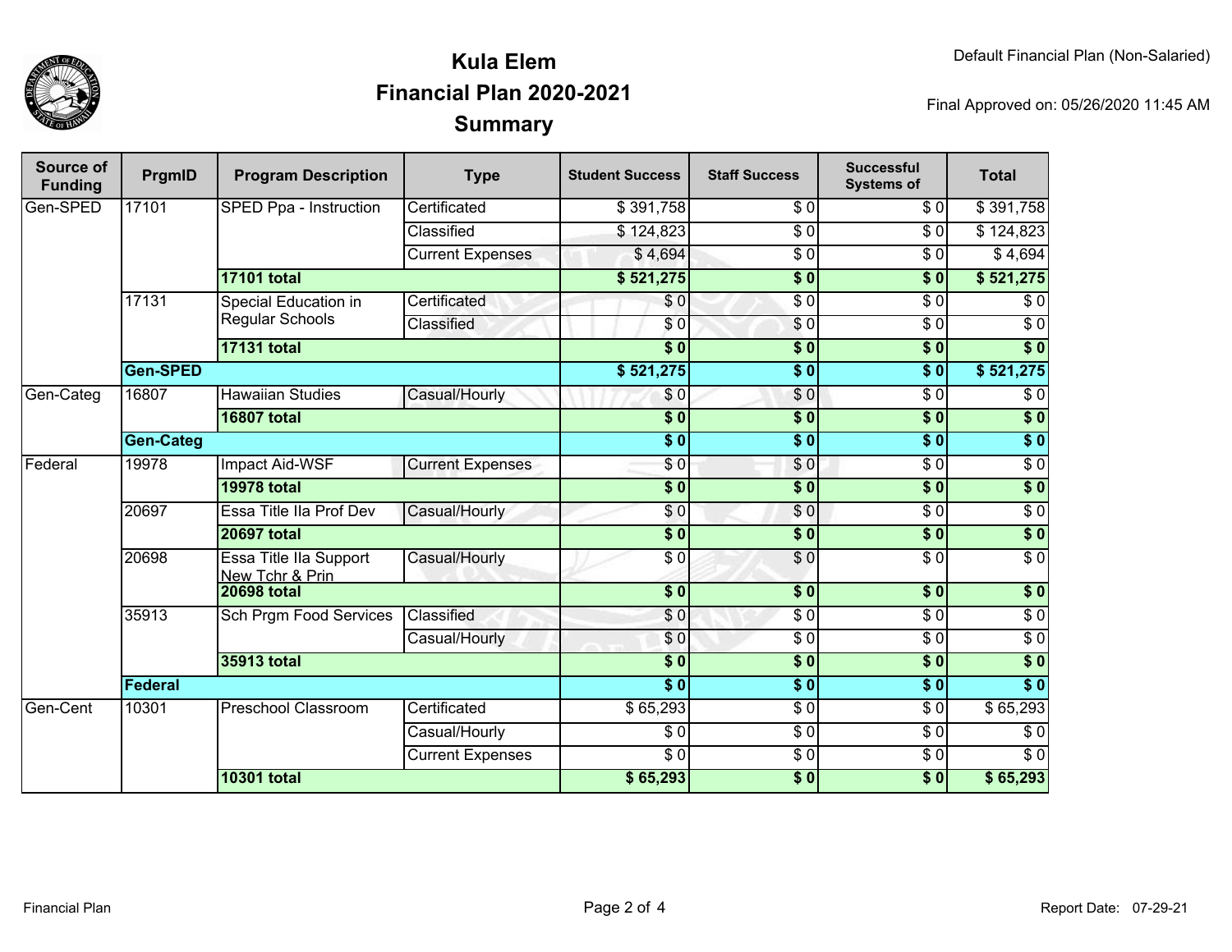# Kula Elem
## Financial Plan 2020-2021
## Summary

Default Financial Plan (Non-Salaried)

Final Approved on: 05/26/2020 11:45 AM

| Source of Funding | PrgmID | Program Description | Type | Student Success | Staff Success | Successful Systems of | Total |
|---|---|---|---|---|---|---|---|
| Gen-SPED | 17101 | SPED Ppa - Instruction | Certificated | $ 391,758 | $ 0 | $ 0 | $ 391,758 |
| | | | Classified | $ 124,823 | $ 0 | $ 0 | $ 124,823 |
| | | | Current Expenses | $ 4,694 | $ 0 | $ 0 | $ 4,694 |
| | | **17101 total** | | **$ 521,275** | **$ 0** | **$ 0** | **$ 521,275** |
| | 17131 | Special Education in Regular Schools | Certificated | $ 0 | $ 0 | $ 0 | $ 0 |
| | | | Classified | $ 0 | $ 0 | $ 0 | $ 0 |
| | | **17131 total** | | **$ 0** | **$ 0** | **$ 0** | **$ 0** |
| | **Gen-SPED** | | | **$ 521,275** | **$ 0** | **$ 0** | **$ 521,275** |
| Gen-Categ | 16807 | Hawaiian Studies | Casual/Hourly | $ 0 | $ 0 | $ 0 | $ 0 |
| | | **16807 total** | | **$ 0** | **$ 0** | **$ 0** | **$ 0** |
| | **Gen-Categ** | | | **$ 0** | **$ 0** | **$ 0** | **$ 0** |
| Federal | 19978 | Impact Aid-WSF | Current Expenses | $ 0 | $ 0 | $ 0 | $ 0 |
| | | **19978 total** | | **$ 0** | **$ 0** | **$ 0** | **$ 0** |
| | 20697 | Essa Title IIa Prof Dev | Casual/Hourly | $ 0 | $ 0 | $ 0 | $ 0 |
| | | **20697 total** | | **$ 0** | **$ 0** | **$ 0** | **$ 0** |
| | 20698 | Essa Title IIa Support New Tchr & Prin | Casual/Hourly | $ 0 | $ 0 | $ 0 | $ 0 |
| | | **20698 total** | | **$ 0** | **$ 0** | **$ 0** | **$ 0** |
| | 35913 | Sch Prgm Food Services | Classified | $ 0 | $ 0 | $ 0 | $ 0 |
| | | | Casual/Hourly | $ 0 | $ 0 | $ 0 | $ 0 |
| | | **35913 total** | | **$ 0** | **$ 0** | **$ 0** | **$ 0** |
| | **Federal** | | | **$ 0** | **$ 0** | **$ 0** | **$ 0** |
| Gen-Cent | 10301 | Preschool Classroom | Certificated | $ 65,293 | $ 0 | $ 0 | $ 65,293 |
| | | | Casual/Hourly | $ 0 | $ 0 | $ 0 | $ 0 |
| | | | Current Expenses | $ 0 | $ 0 | $ 0 | $ 0 |
| | | **10301 total** | | **$ 65,293** | **$ 0** | **$ 0** | **$ 65,293** |

Financial Plan

Report Date: 07-29-21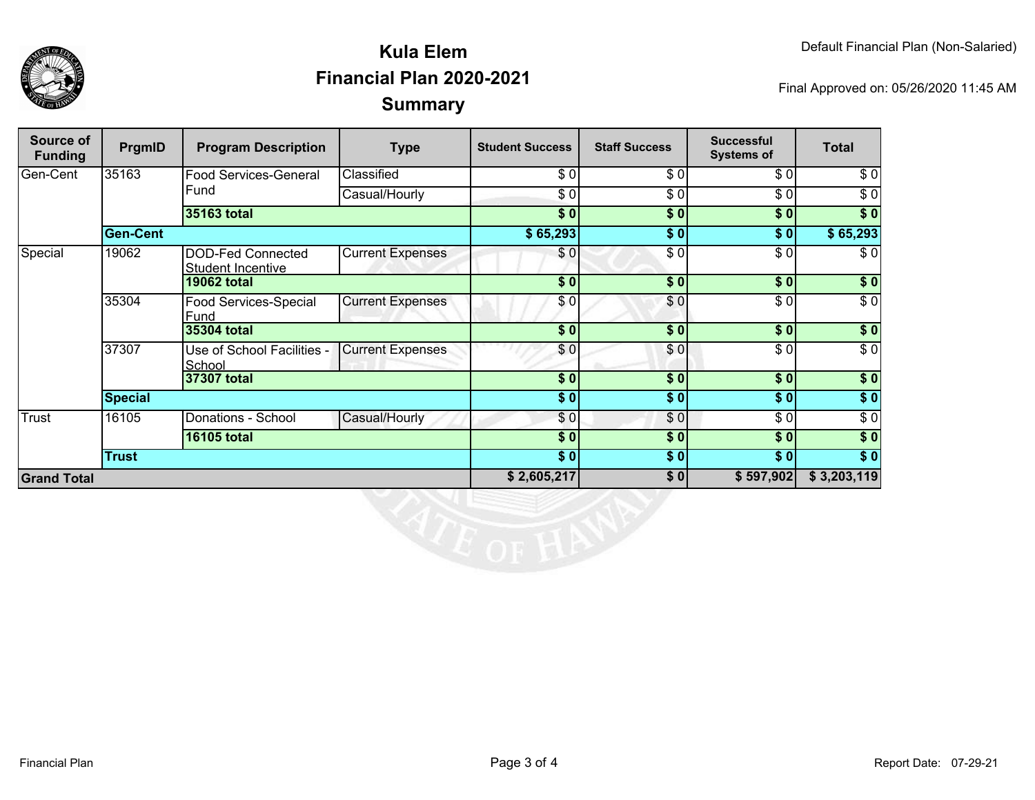# Kula Elem
## Financial Plan 2020-2021
## Summary

Default Financial Plan (Non-Salaried)

Final Approved on: 05/26/2020 11:45 AM

| Source of Funding | PrgmID | Program Description | Type | Student Success | Staff Success | Successful Systems of | Total |
|---|---|---|---|---|---|---|---|
| Gen-Cent | 35163 | Food Services-General Fund | Classified | $ 0 | $ 0 | $ 0 | $ 0 |
| | | | Casual/Hourly | $ 0 | $ 0 | $ 0 | $ 0 |
| | | **35163 total** | | **$ 0** | **$ 0** | **$ 0** | **$ 0** |
| | **Gen-Cent** | | | **$ 65,293** | **$ 0** | **$ 0** | **$ 65,293** |
| Special | 19062 | DOD-Fed Connected Student Incentive | Current Expenses | $ 0 | $ 0 | $ 0 | $ 0 |
| | | **19062 total** | | **$ 0** | **$ 0** | **$ 0** | **$ 0** |
| | 35304 | Food Services-Special Fund | Current Expenses | $ 0 | $ 0 | $ 0 | $ 0 |
| | | **35304 total** | | **$ 0** | **$ 0** | **$ 0** | **$ 0** |
| | 37307 | Use of School Facilities - School | Current Expenses | $ 0 | $ 0 | $ 0 | $ 0 |
| | | **37307 total** | | **$ 0** | **$ 0** | **$ 0** | **$ 0** |
| | **Special** | | | **$ 0** | **$ 0** | **$ 0** | **$ 0** |
| Trust | 16105 | Donations - School | Casual/Hourly | $ 0 | $ 0 | $ 0 | $ 0 |
| | | **16105 total** | | **$ 0** | **$ 0** | **$ 0** | **$ 0** |
| | **Trust** | | | **$ 0** | **$ 0** | **$ 0** | **$ 0** |
| **Grand Total** | | | | **$ 2,605,217** | **$ 0** | **$ 597,902** | **$ 3,203,119** |

Financial Plan

Report Date: 07-29-21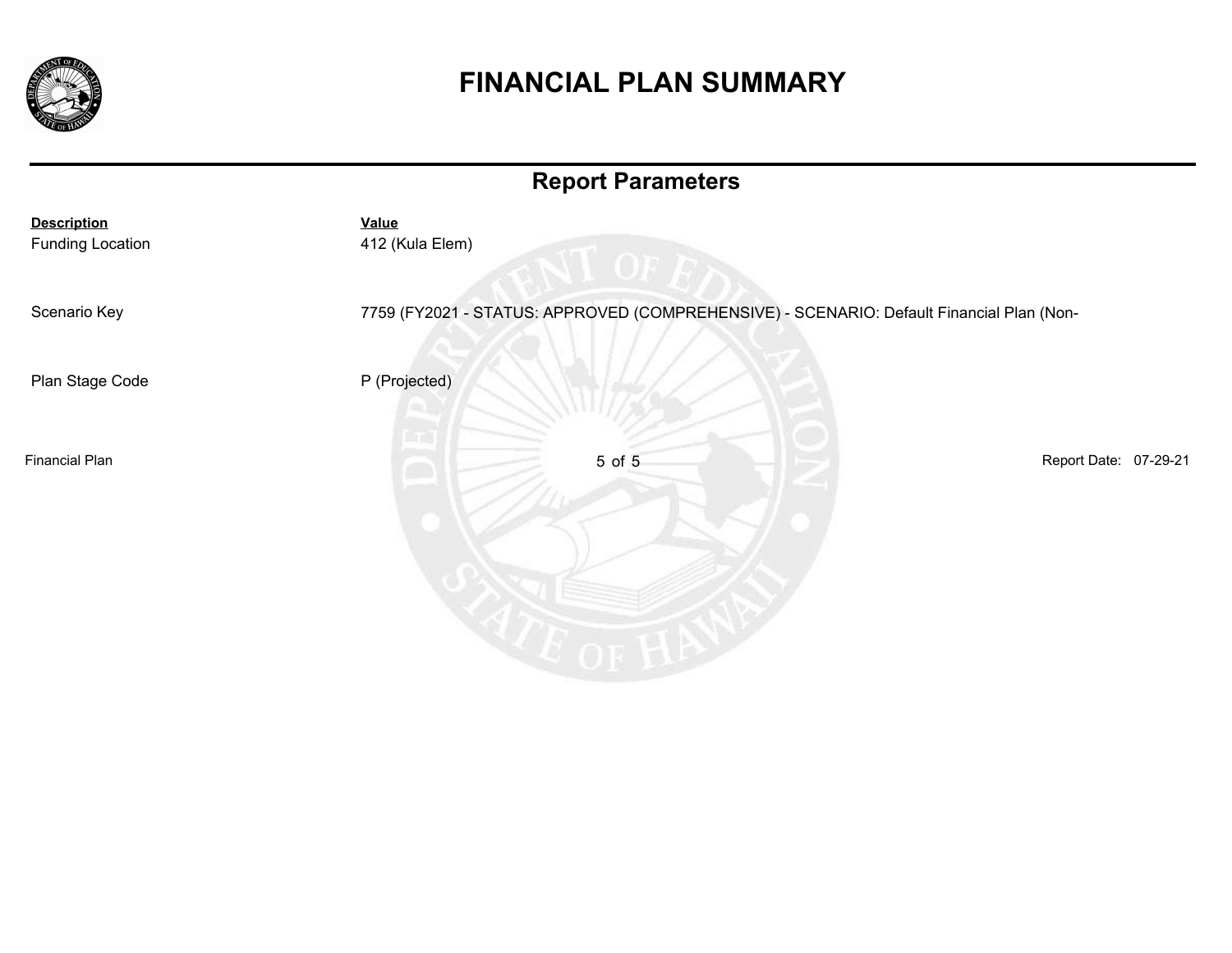# FINANCIAL PLAN SUMMARY

## Report Parameters

| Description | Value |
|---|---|
| Funding Location | 412 (Kula Elem) |
| Scenario Key | 7759 (FY2021 - STATUS: APPROVED (COMPREHENSIVE) - SCENARIO: Default Financial Plan (Non- |
| Plan Stage Code | P (Projected) |

Financial Plan

Report Date: 07-29-21